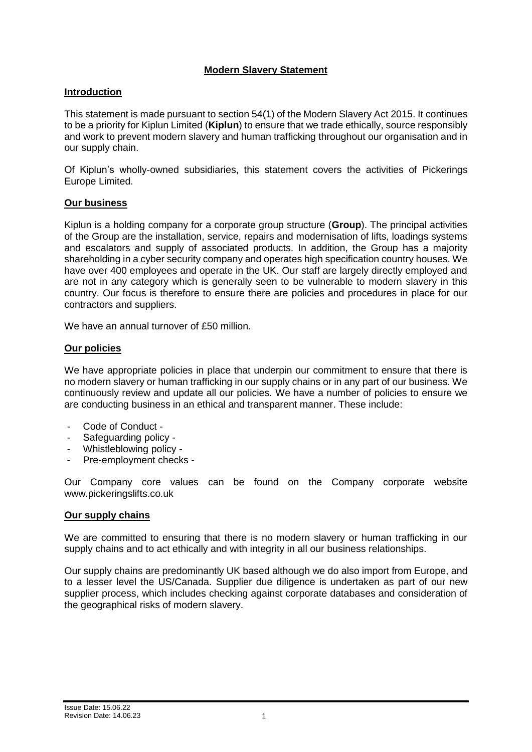## Modern Slavery Statement

### Introduction

This statement is made pursuant to section 54(1) of the Modern Slavery Act 2015. It continues to be a priority for Kiplun Limited (**Kiplun**) to ensure that we trade ethically, source responsibly and work to prevent modern slavery and human trafficking throughout our organisation and in our supply chain.

Of Kiplun's wholly-owned subsidiaries, this statement covers the activities of Pickerings Europe Limited.

### Our business

Kiplun is a holding company for a corporate group structure (**Group**). The principal activities of the Group are the installation, service, repairs and modernisation of lifts, loadings systems and escalators and supply of associated products. In addition, the Group has a majority shareholding in a cyber security company and operates high specification country houses. We have over 400 employees and operate in the UK. Our staff are largely directly employed and are not in any category which is generally seen to be vulnerable to modern slavery in this country. Our focus is therefore to ensure there are policies and procedures in place for our contractors and suppliers.

We have an annual turnover of £50 million.

### Our policies

We have appropriate policies in place that underpin our commitment to ensure that there is no modern slavery or human trafficking in our supply chains or in any part of our business. We continuously review and update all our policies. We have a number of policies to ensure we are conducting business in an ethical and transparent manner. These include:

- Code of Conduct -
- Safeguarding policy -
- Whistleblowing policy -
- Pre-employment checks -

Our Company core values can be found on the Company corporate website www.pickeringslifts.co.uk

### Our supply chains

We are committed to ensuring that there is no modern slavery or human trafficking in our supply chains and to act ethically and with integrity in all our business relationships.

Our supply chains are predominantly UK based although we do also import from Europe, and to a lesser level the US/Canada. Supplier due diligence is undertaken as part of our new supplier process, which includes checking against corporate databases and consideration of the geographical risks of modern slavery.

Issue Date: 15.06.22
Revision Date: 14.06.23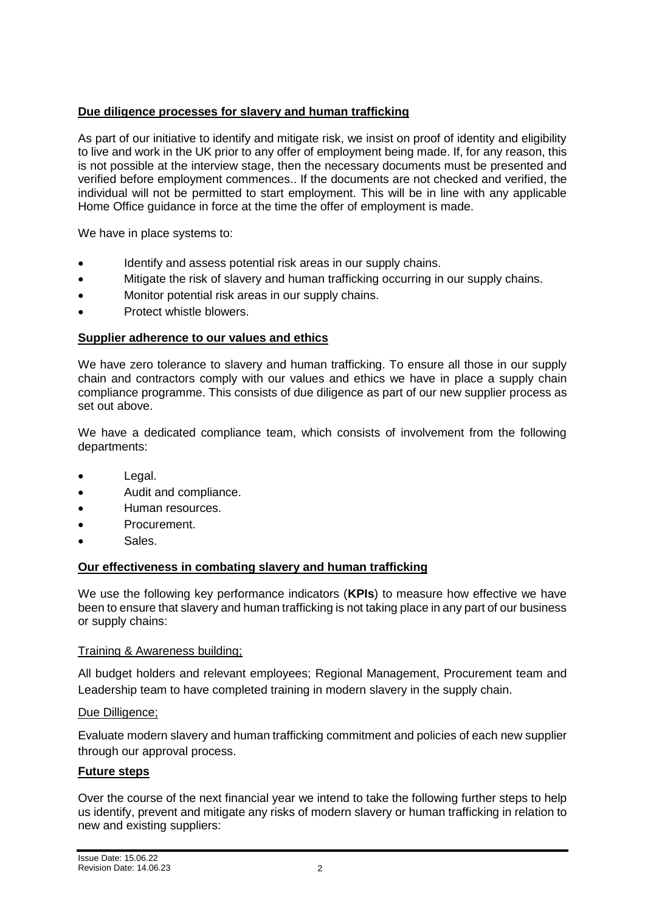**Due diligence processes for slavery and human trafficking**

As part of our initiative to identify and mitigate risk, we insist on proof of identity and eligibility to live and work in the UK prior to any offer of employment being made. If, for any reason, this is not possible at the interview stage, then the necessary documents must be presented and verified before employment commences.. If the documents are not checked and verified, the individual will not be permitted to start employment. This will be in line with any applicable Home Office guidance in force at the time the offer of employment is made.

We have in place systems to:

- Identify and assess potential risk areas in our supply chains.
- Mitigate the risk of slavery and human trafficking occurring in our supply chains.
- Monitor potential risk areas in our supply chains.
- Protect whistle blowers.

**Supplier adherence to our values and ethics**

We have zero tolerance to slavery and human trafficking. To ensure all those in our supply chain and contractors comply with our values and ethics we have in place a supply chain compliance programme. This consists of due diligence as part of our new supplier process as set out above.

We have a dedicated compliance team, which consists of involvement from the following departments:

- Legal.
- Audit and compliance.
- Human resources.
- Procurement.
- Sales.

**Our effectiveness in combating slavery and human trafficking**

We use the following key performance indicators (**KPIs**) to measure how effective we have been to ensure that slavery and human trafficking is not taking place in any part of our business or supply chains:

Training & Awareness building;

All budget holders and relevant employees; Regional Management, Procurement team and Leadership team to have completed training in modern slavery in the supply chain.

Due Dilligence;

Evaluate modern slavery and human trafficking commitment and policies of each new supplier through our approval process.

**Future steps**

Over the course of the next financial year we intend to take the following further steps to help us identify, prevent and mitigate any risks of modern slavery or human trafficking in relation to new and existing suppliers:

Issue Date: 15.06.22
Revision Date: 14.06.23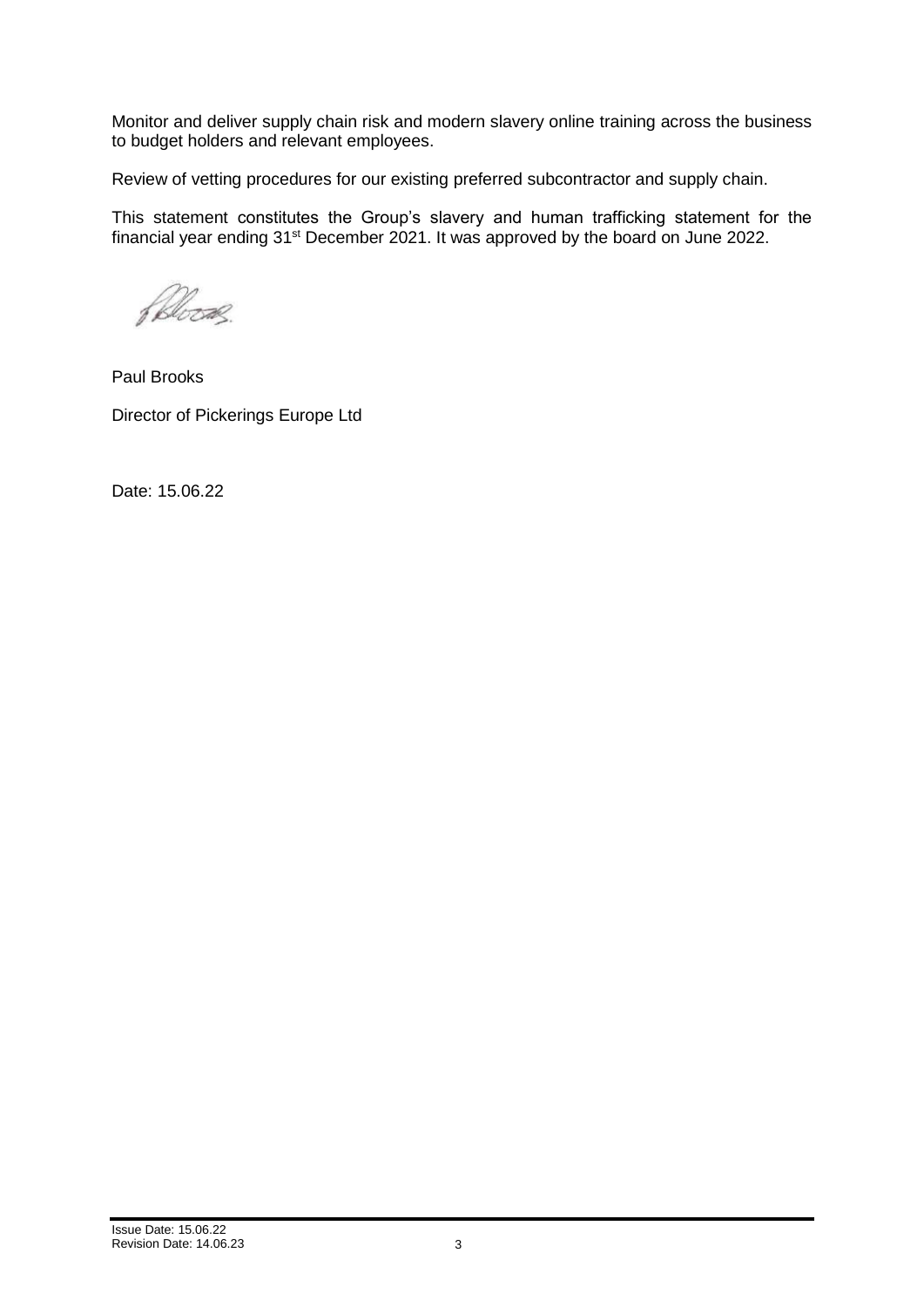Monitor and deliver supply chain risk and modern slavery online training across the business to budget holders and relevant employees.

Review of vetting procedures for our existing preferred subcontractor and supply chain.

This statement constitutes the Group's slavery and human trafficking statement for the financial year ending 31st December 2021. It was approved by the board on June 2022.

Paul Brooks

Director of Pickerings Europe Ltd

Date: 15.06.22

Issue Date: 15.06.22
Revision Date: 14.06.23